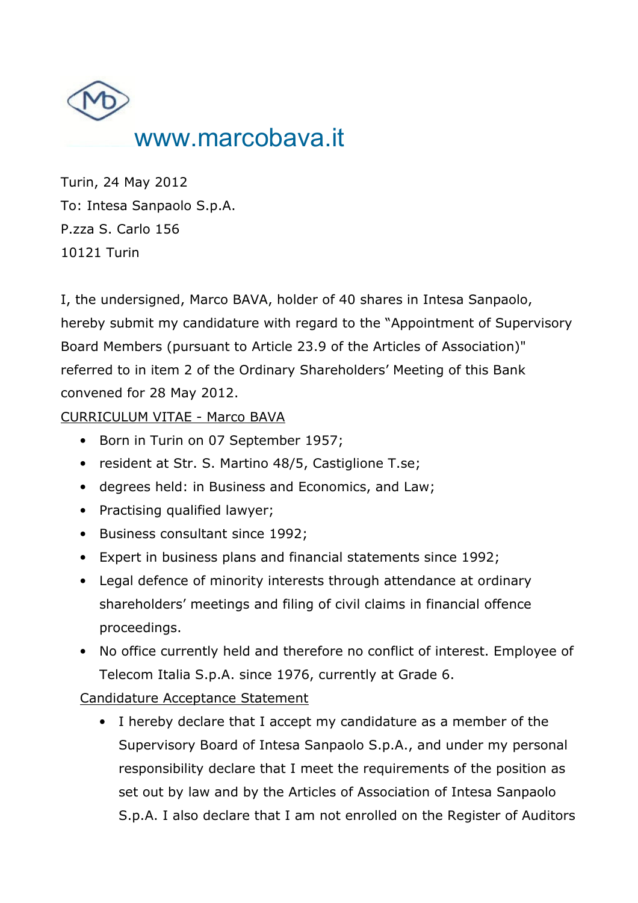www.marcobava.it

Turin, 24 May 2012
To: Intesa Sanpaolo S.p.A.
P.zza S. Carlo 156
10121 Turin

I, the undersigned, Marco BAVA, holder of 40 shares in Intesa Sanpaolo, hereby submit my candidature with regard to the "Appointment of Supervisory Board Members (pursuant to Article 23.9 of the Articles of Association)" referred to in item 2 of the Ordinary Shareholders' Meeting of this Bank convened for 28 May 2012.

<u>CURRICULUM VITAE - Marco BAVA</u>

- Born in Turin on 07 September 1957;
- resident at Str. S. Martino 48/5, Castiglione T.se;
- degrees held: in Business and Economics, and Law;
- Practising qualified lawyer;
- Business consultant since 1992;
- Expert in business plans and financial statements since 1992;
- Legal defence of minority interests through attendance at ordinary shareholders' meetings and filing of civil claims in financial offence proceedings.
- No office currently held and therefore no conflict of interest. Employee of Telecom Italia S.p.A. since 1976, currently at Grade 6.

<u>Candidature Acceptance Statement</u>

- I hereby declare that I accept my candidature as a member of the Supervisory Board of Intesa Sanpaolo S.p.A., and under my personal responsibility declare that I meet the requirements of the position as set out by law and by the Articles of Association of Intesa Sanpaolo S.p.A. I also declare that I am not enrolled on the Register of Auditors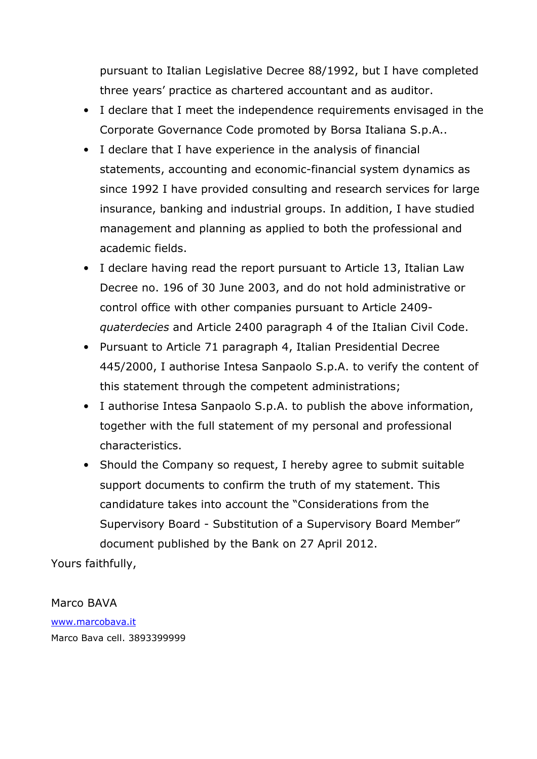pursuant to Italian Legislative Decree 88/1992, but I have completed three years' practice as chartered accountant and as auditor.

- I declare that I meet the independence requirements envisaged in the Corporate Governance Code promoted by Borsa Italiana S.p.A..
- I declare that I have experience in the analysis of financial statements, accounting and economic-financial system dynamics as since 1992 I have provided consulting and research services for large insurance, banking and industrial groups. In addition, I have studied management and planning as applied to both the professional and academic fields.
- I declare having read the report pursuant to Article 13, Italian Law Decree no. 196 of 30 June 2003, and do not hold administrative or control office with other companies pursuant to Article 2409-*quaterdecies* and Article 2400 paragraph 4 of the Italian Civil Code.
- Pursuant to Article 71 paragraph 4, Italian Presidential Decree 445/2000, I authorise Intesa Sanpaolo S.p.A. to verify the content of this statement through the competent administrations;
- I authorise Intesa Sanpaolo S.p.A. to publish the above information, together with the full statement of my personal and professional characteristics.
- Should the Company so request, I hereby agree to submit suitable support documents to confirm the truth of my statement. This candidature takes into account the "Considerations from the Supervisory Board - Substitution of a Supervisory Board Member" document published by the Bank on 27 April 2012.

Yours faithfully,

Marco BAVA

www.marcobava.it

Marco Bava cell. 3893399999